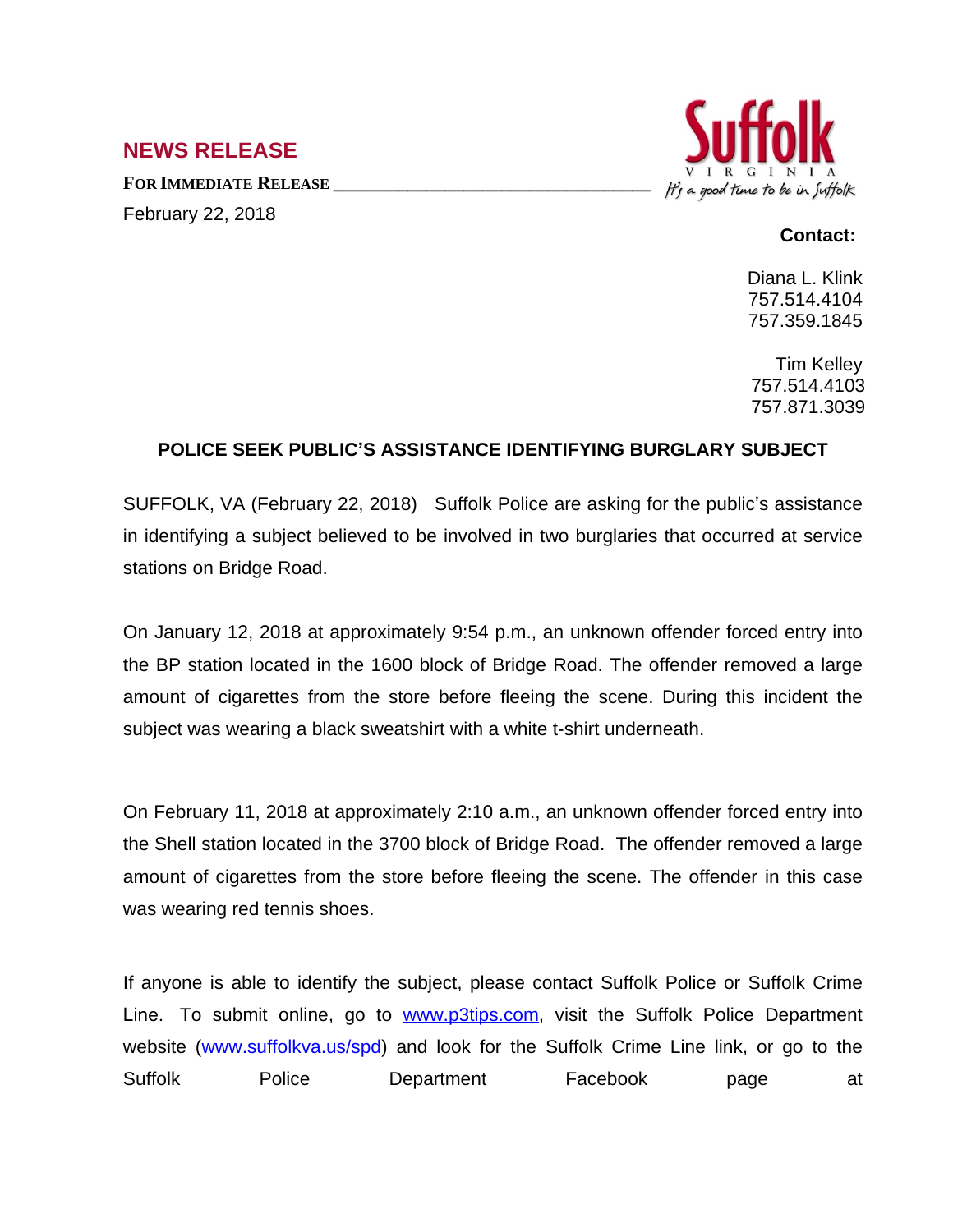## NEWS RELEASE

**FOR IMMEDIATE RELEASE**

February 22, 2018

Suffolk
VIRGINIA
*It's a good time to be in Suffolk*

**Contact:**

Diana L. Klink
757.514.4104
757.359.1845

Tim Kelley
757.514.4103
757.871.3039

### POLICE SEEK PUBLIC'S ASSISTANCE IDENTIFYING BURGLARY SUBJECT

SUFFOLK, VA (February 22, 2018) Suffolk Police are asking for the public's assistance in identifying a subject believed to be involved in two burglaries that occurred at service stations on Bridge Road.

On January 12, 2018 at approximately 9:54 p.m., an unknown offender forced entry into the BP station located in the 1600 block of Bridge Road. The offender removed a large amount of cigarettes from the store before fleeing the scene. During this incident the subject was wearing a black sweatshirt with a white t-shirt underneath.

On February 11, 2018 at approximately 2:10 a.m., an unknown offender forced entry into the Shell station located in the 3700 block of Bridge Road. The offender removed a large amount of cigarettes from the store before fleeing the scene. The offender in this case was wearing red tennis shoes.

If anyone is able to identify the subject, please contact Suffolk Police or Suffolk Crime Line. To submit online, go to [www.p3tips.com](http://www.p3tips.com), visit the Suffolk Police Department website ([www.suffolkva.us/spd](http://www.suffolkva.us/spd)) and look for the Suffolk Crime Line link, or go to the Suffolk Police Department Facebook page at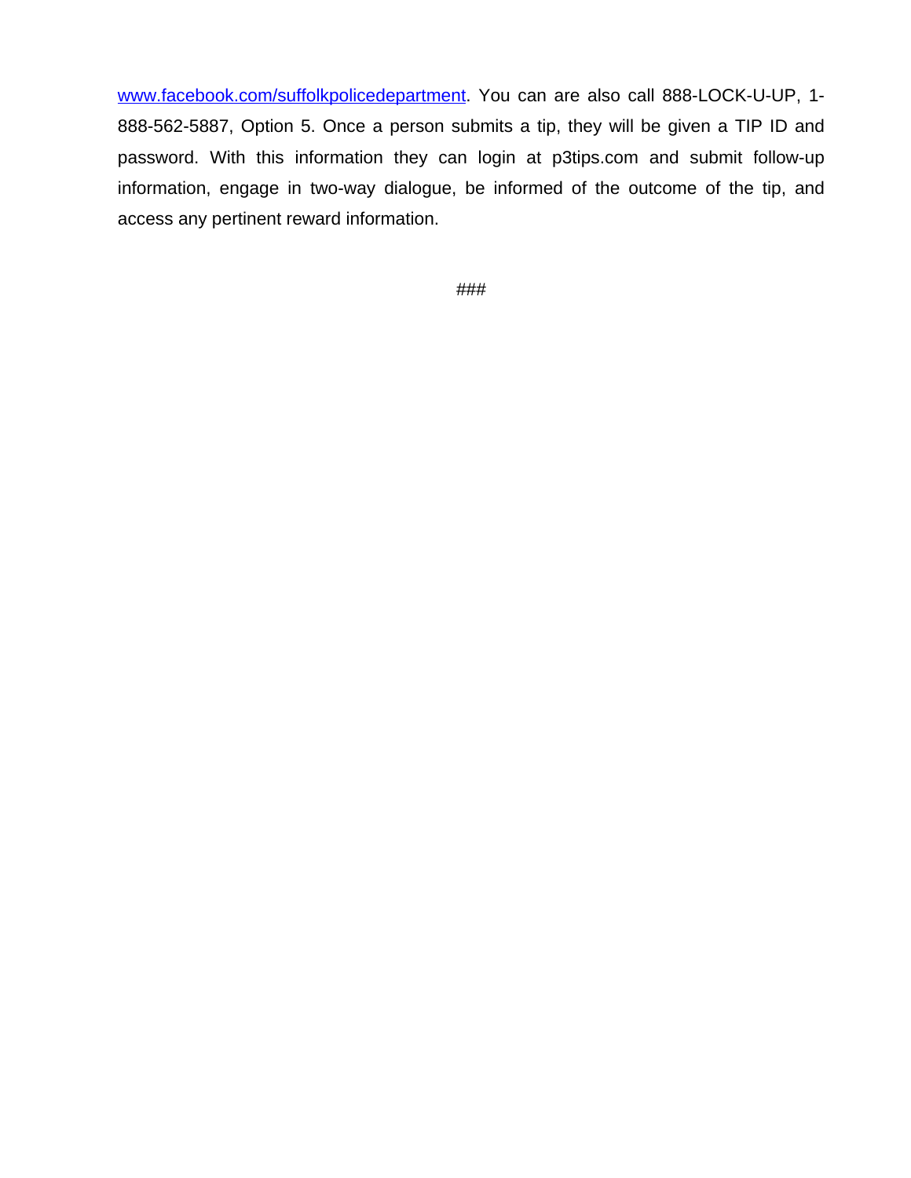www.facebook.com/suffolkpolicedepartment. You can are also call 888-LOCK-U-UP, 1-888-562-5887, Option 5. Once a person submits a tip, they will be given a TIP ID and password. With this information they can login at p3tips.com and submit follow-up information, engage in two-way dialogue, be informed of the outcome of the tip, and access any pertinent reward information.

###